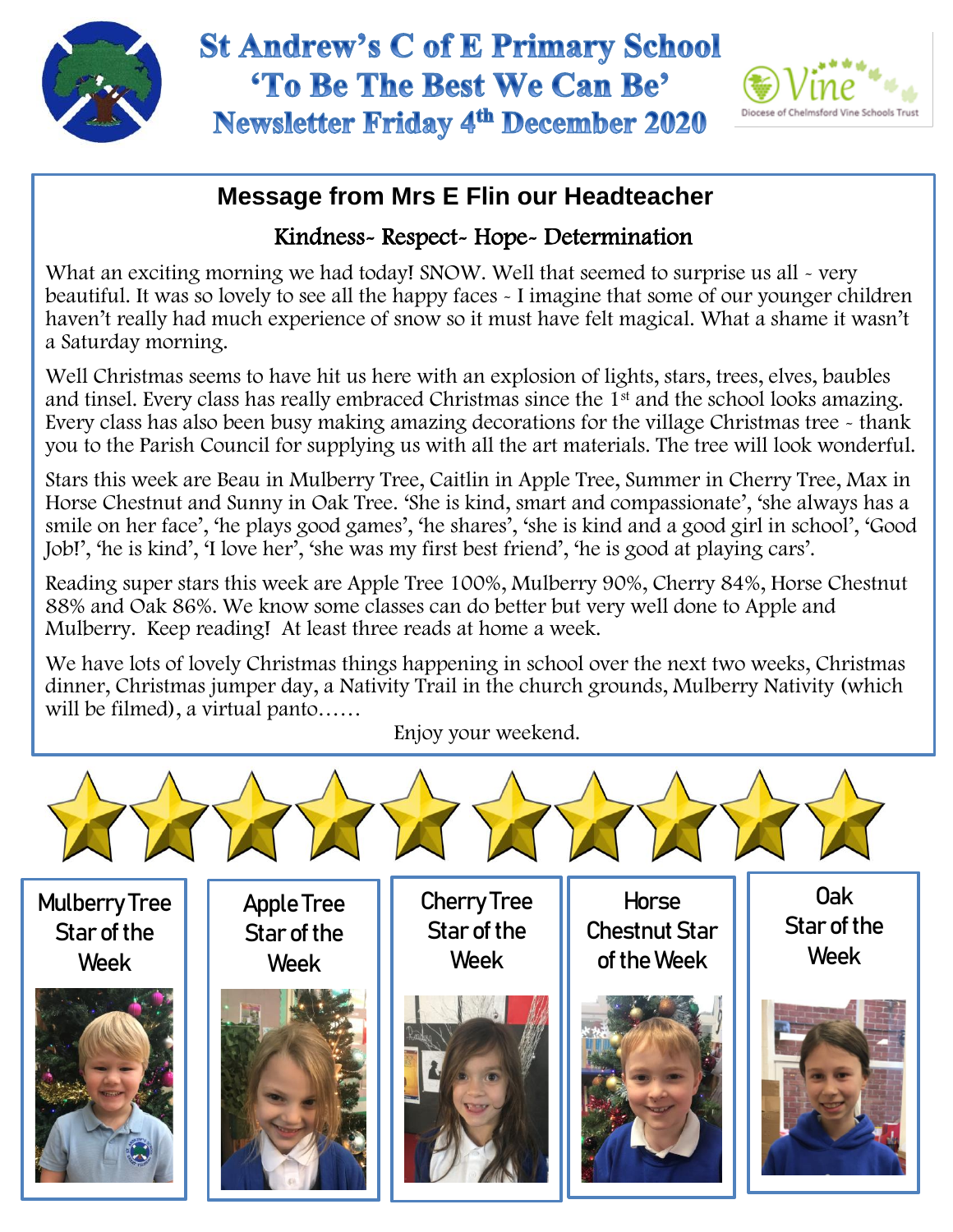# St Andrew's C of E Primary School

## 'To Be The Best We Can Be'

## Newsletter Friday 4th December 2020

Vine – Diocese of Chelmsford Vine Schools Trust

### Message from Mrs E Flin our Headteacher

**Kindness- Respect- Hope- Determination**

What an exciting morning we had today! SNOW. Well that seemed to surprise us all - very beautiful. It was so lovely to see all the happy faces - I imagine that some of our younger children haven't really had much experience of snow so it must have felt magical. What a shame it wasn't a Saturday morning.

Well Christmas seems to have hit us here with an explosion of lights, stars, trees, elves, baubles and tinsel. Every class has really embraced Christmas since the 1st and the school looks amazing. Every class has also been busy making amazing decorations for the village Christmas tree - thank you to the Parish Council for supplying us with all the art materials. The tree will look wonderful.

Stars this week are Beau in Mulberry Tree, Caitlin in Apple Tree, Summer in Cherry Tree, Max in Horse Chestnut and Sunny in Oak Tree. 'She is kind, smart and compassionate', 'she always has a smile on her face', 'he plays good games', 'he shares', 'she is kind and a good girl in school', 'Good Job!', 'he is kind', 'I love her', 'she was my first best friend', 'he is good at playing cars'.

Reading super stars this week are Apple Tree 100%, Mulberry 90%, Cherry 84%, Horse Chestnut 88% and Oak 86%. We know some classes can do better but very well done to Apple and Mulberry. Keep reading! At least three reads at home a week.

We have lots of lovely Christmas things happening in school over the next two weeks, Christmas dinner, Christmas jumper day, a Nativity Trail in the church grounds, Mulberry Nativity (which will be filmed), a virtual panto……

Enjoy your weekend.

Mulberry Tree Star of the Week

Apple Tree Star of the Week

Cherry Tree Star of the Week

Horse Chestnut Star of the Week

Oak Star of the Week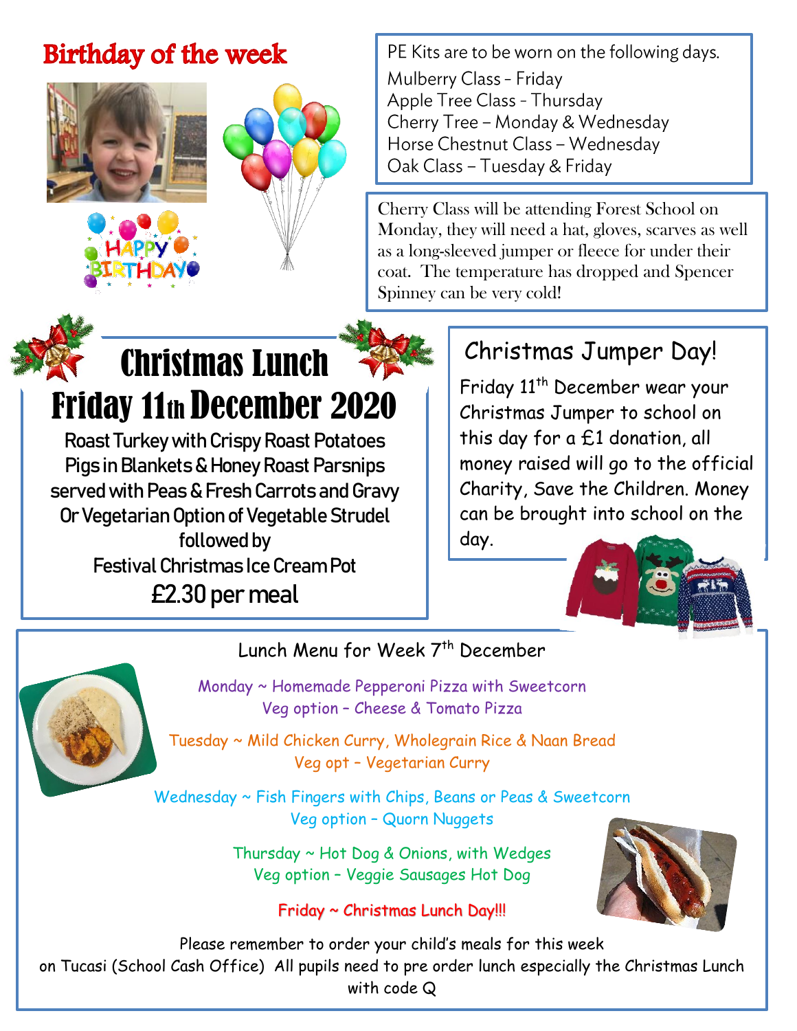## Birthday of the week

HAPPY BIRTHDAY

PE Kits are to be worn on the following days.

Mulberry Class - Friday
Apple Tree Class - Thursday
Cherry Tree – Monday & Wednesday
Horse Chestnut Class – Wednesday
Oak Class – Tuesday & Friday

Cherry Class will be attending Forest School on Monday, they will need a hat, gloves, scarves as well as a long-sleeved jumper or fleece for under their coat. The temperature has dropped and Spencer Spinney can be very cold!

# Christmas Lunch

# Friday 11th December 2020

Roast Turkey with Crispy Roast Potatoes
Pigs in Blankets & Honey Roast Parsnips
served with Peas & Fresh Carrots and Gravy
Or Vegetarian Option of Vegetable Strudel
followed by
Festival Christmas Ice Cream Pot

**£2.30 per meal**

## Christmas Jumper Day!

Friday 11th December wear your Christmas Jumper to school on this day for a £1 donation, all money raised will go to the official Charity, Save the Children. Money can be brought into school on the day.

## Lunch Menu for Week 7th December

Monday ~ Homemade Pepperoni Pizza with Sweetcorn
Veg option – Cheese & Tomato Pizza

Tuesday ~ Mild Chicken Curry, Wholegrain Rice & Naan Bread
Veg opt – Vegetarian Curry

Wednesday ~ Fish Fingers with Chips, Beans or Peas & Sweetcorn
Veg option – Quorn Nuggets

Thursday ~ Hot Dog & Onions, with Wedges
Veg option – Veggie Sausages Hot Dog

**Friday ~ Christmas Lunch Day!!!**

Please remember to order your child's meals for this week on Tucasi (School Cash Office) All pupils need to pre order lunch especially the Christmas Lunch with code Q